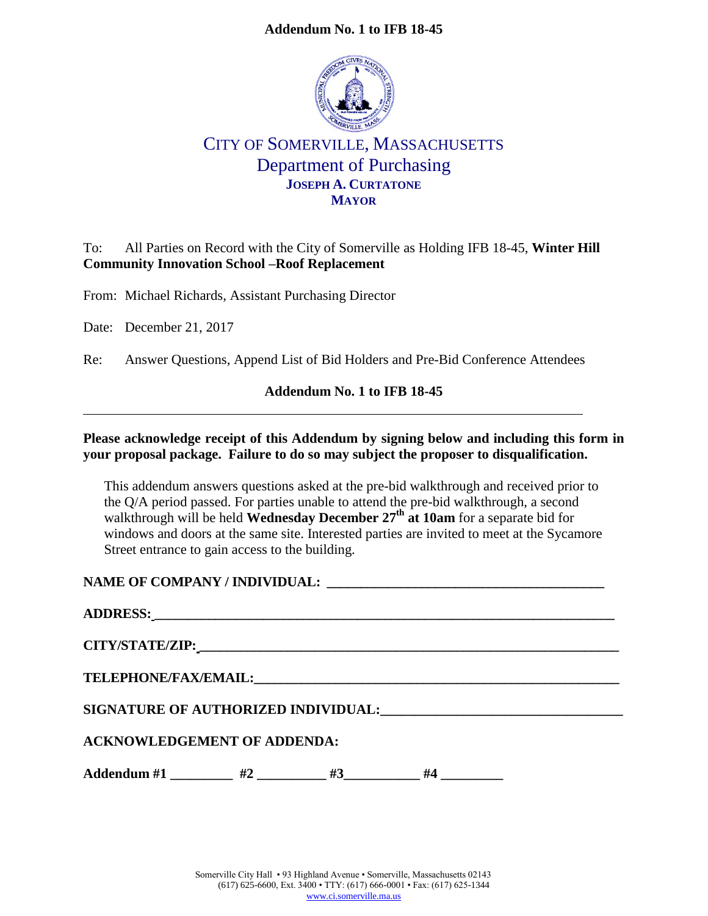**Addendum No. 1 to IFB 18-45**

CITY OF SOMERVILLE, MASSACHUSETTS
Department of Purchasing
**JOSEPH A. CURTATONE**
**MAYOR**

To: All Parties on Record with the City of Somerville as Holding IFB 18-45, **Winter Hill Community Innovation School –Roof Replacement**

From: Michael Richards, Assistant Purchasing Director

Date: December 21, 2017

Re: Answer Questions, Append List of Bid Holders and Pre-Bid Conference Attendees

**Addendum No. 1 to IFB 18-45**

---

**Please acknowledge receipt of this Addendum by signing below and including this form in your proposal package. Failure to do so may subject the proposer to disqualification.**

This addendum answers questions asked at the pre-bid walkthrough and received prior to the Q/A period passed. For parties unable to attend the pre-bid walkthrough, a second walkthrough will be held **Wednesday December 27th at 10am** for a separate bid for windows and doors at the same site. Interested parties are invited to meet at the Sycamore Street entrance to gain access to the building.

**NAME OF COMPANY / INDIVIDUAL:** ______________________________________

**ADDRESS:** ______________________________________

**CITY/STATE/ZIP:** ______________________________________

**TELEPHONE/FAX/EMAIL:** ______________________________________

**SIGNATURE OF AUTHORIZED INDIVIDUAL:** ______________________________________

**ACKNOWLEDGEMENT OF ADDENDA:**

**Addendum #1** _________ **#2** __________ **#3** ___________ **#4** _________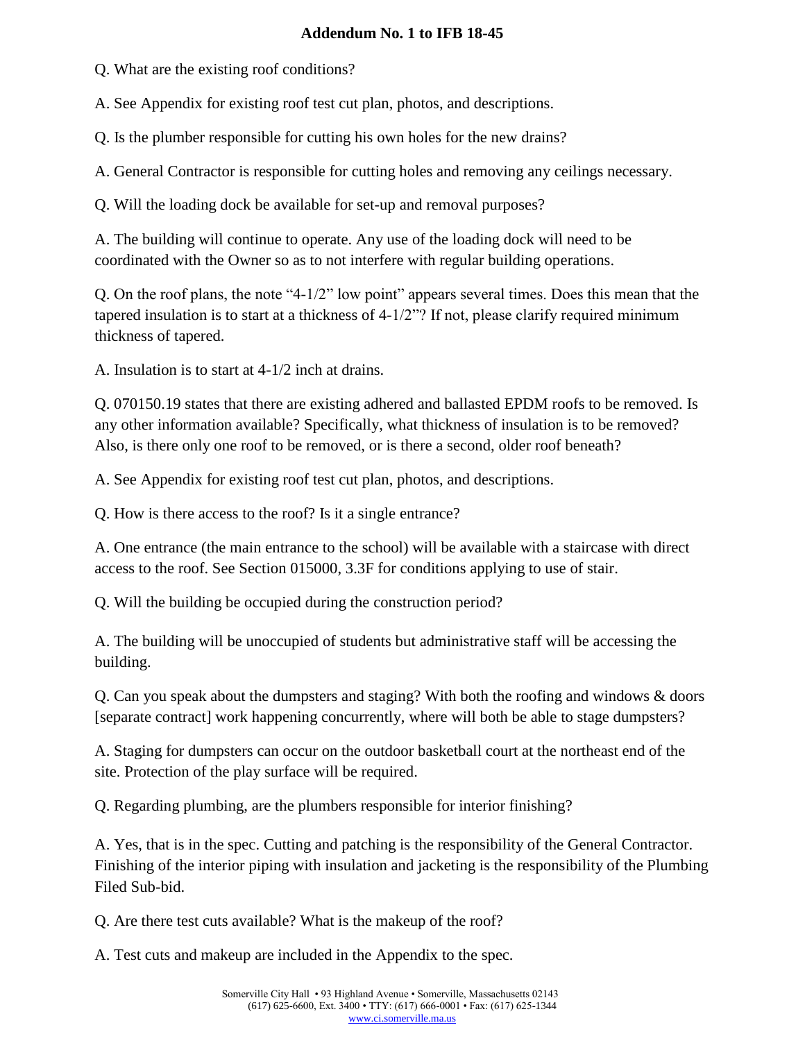# Addendum No. 1 to IFB 18-45

Q. What are the existing roof conditions?

A. See Appendix for existing roof test cut plan, photos, and descriptions.

Q. Is the plumber responsible for cutting his own holes for the new drains?

A. General Contractor is responsible for cutting holes and removing any ceilings necessary.

Q. Will the loading dock be available for set-up and removal purposes?

A. The building will continue to operate. Any use of the loading dock will need to be coordinated with the Owner so as to not interfere with regular building operations.

Q. On the roof plans, the note "4-1/2" low point" appears several times. Does this mean that the tapered insulation is to start at a thickness of 4-1/2"? If not, please clarify required minimum thickness of tapered.

A. Insulation is to start at 4-1/2 inch at drains.

Q. 070150.19 states that there are existing adhered and ballasted EPDM roofs to be removed. Is any other information available? Specifically, what thickness of insulation is to be removed? Also, is there only one roof to be removed, or is there a second, older roof beneath?

A. See Appendix for existing roof test cut plan, photos, and descriptions.

Q. How is there access to the roof? Is it a single entrance?

A. One entrance (the main entrance to the school) will be available with a staircase with direct access to the roof. See Section 015000, 3.3F for conditions applying to use of stair.

Q. Will the building be occupied during the construction period?

A. The building will be unoccupied of students but administrative staff will be accessing the building.

Q. Can you speak about the dumpsters and staging? With both the roofing and windows & doors [separate contract] work happening concurrently, where will both be able to stage dumpsters?

A. Staging for dumpsters can occur on the outdoor basketball court at the northeast end of the site. Protection of the play surface will be required.

Q. Regarding plumbing, are the plumbers responsible for interior finishing?

A. Yes, that is in the spec. Cutting and patching is the responsibility of the General Contractor. Finishing of the interior piping with insulation and jacketing is the responsibility of the Plumbing Filed Sub-bid.

Q. Are there test cuts available? What is the makeup of the roof?

A. Test cuts and makeup are included in the Appendix to the spec.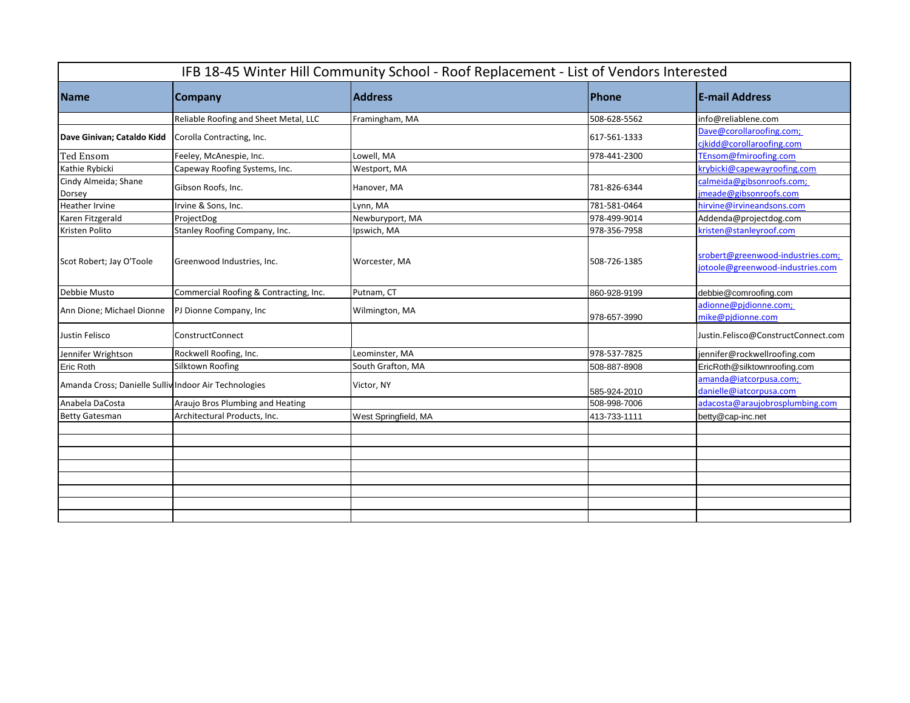| IFB 18-45 Winter Hill Community School - Roof Replacement - List of Vendors Interested | | | | |
|---|---|---|---|---|
| **Name** | **Company** | **Address** | **Phone** | **E-mail Address** |
| | Reliable Roofing and Sheet Metal, LLC | Framingham, MA | 508-628-5562 | info@reliablene.com |
| **Dave Ginivan; Cataldo Kidd** | Corolla Contracting, Inc. | | 617-561-1333 | Dave@corollaroofing.com; cjkidd@corollaroofing.com |
| Ted Ensom | Feeley, McAnespie, Inc. | Lowell, MA | 978-441-2300 | TEnsom@fmiroofing.com |
| Kathie Rybicki | Capeway Roofing Systems, Inc. | Westport, MA | | krybicki@capewayroofing.com |
| Cindy Almeida; Shane Dorsey | Gibson Roofs, Inc. | Hanover, MA | 781-826-6344 | calmeida@gibsonroofs.com; jmeade@gibsonroofs.com |
| Heather Irvine | Irvine & Sons, Inc. | Lynn, MA | 781-581-0464 | hirvine@irvineandsons.com |
| Karen Fitzgerald | ProjectDog | Newburyport, MA | 978-499-9014 | Addenda@projectdog.com |
| Kristen Polito | Stanley Roofing Company, Inc. | Ipswich, MA | 978-356-7958 | kristen@stanleyroof.com |
| Scot Robert; Jay O'Toole | Greenwood Industries, Inc. | Worcester, MA | 508-726-1385 | srobert@greenwood-industries.com; jotoole@greenwood-industries.com |
| Debbie Musto | Commercial Roofing & Contracting, Inc. | Putnam, CT | 860-928-9199 | debbie@comroofing.com |
| Ann Dione; Michael Dionne | PJ Dionne Company, Inc | Wilmington, MA | 978-657-3990 | adionne@pjdionne.com; mike@pjdionne.com |
| Justin Felisco | ConstructConnect | | | Justin.Felisco@ConstructConnect.com |
| Jennifer Wrightson | Rockwell Roofing, Inc. | Leominster, MA | 978-537-7825 | jennifer@rockwellroofing.com |
| Eric Roth | Silktown Roofing | South Grafton, MA | 508-887-8908 | EricRoth@silktownroofing.com |
| Amanda Cross; Danielle Sulliv | Indoor Air Technologies | Victor, NY | 585-924-2010 | amanda@iatcorpusa.com; danielle@iatcorpusa.com |
| Anabela DaCosta | Araujo Bros Plumbing and Heating | | 508-998-7006 | adacosta@araujobrosplumbing.com |
| Betty Gatesman | Architectural Products, Inc. | West Springfield, MA | 413-733-1111 | betty@cap-inc.net |
| | | | | |
| | | | | |
| | | | | |
| | | | | |
| | | | | |
| | | | | |
| | | | | |
| | | | | |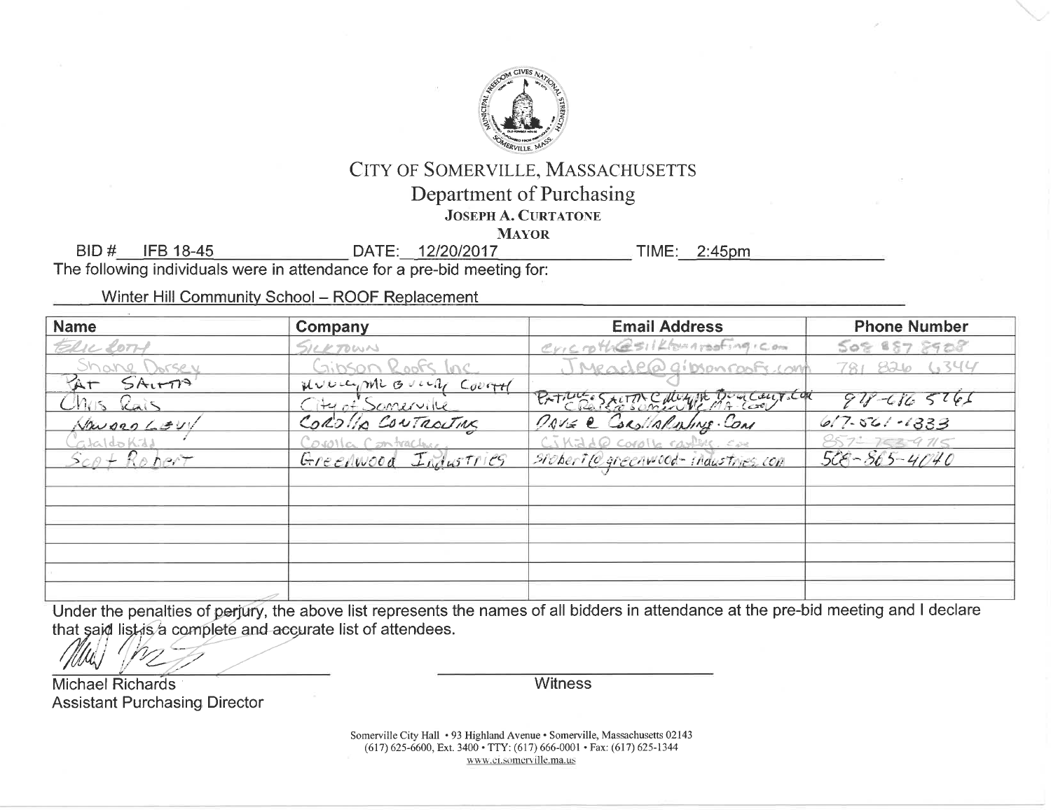# CITY OF SOMERVILLE, MASSACHUSETTS

## Department of Purchasing

**JOSEPH A. CURTATONE**

**MAYOR**

BID # IFB 18-45 DATE: 12/20/2017 TIME: 2:45pm

The following individuals were in attendance for a pre-bid meeting for:

Winter Hill Community School – ROOF Replacement

| Name | Company | Email Address | Phone Number |
|---|---|---|---|
| Eric Roth | Silktown | ericroth@silktownroofing.com | 508 857 8908 |
| Shane Dorsey | Gibson Roofs Inc | JMeade@gibsonroofs.com | 781 826 6344 |
| Pat Saitta | Building Council | patrick.saitta@buildingtrades council.com | 978-616 5261 |
| Chris Rais | City of Somerville | CRais@somervillema.gov | |
| Howard Levy | Corolla Contracting | Dave@CorollaRoofing.com | 617-561-1333 |
| Cataldo Kidd | Corolla Contracting | CJKidd@corolla roofing.com | 857-753-9715 |
| Scot Robert | Greenwood Industries | srobert@greenwood-industries.com | 508-865-4040 |
| | | | |
| | | | |
| | | | |
| | | | |
| | | | |
| | | | |
| | | | |

Under the penalties of perjury, the above list represents the names of all bidders in attendance at the pre-bid meeting and I declare that said list is a complete and accurate list of attendees.

Michael Richards
Assistant Purchasing Director

Witness

Somerville City Hall • 93 Highland Avenue • Somerville, Massachusetts 02143
(617) 625-6600, Ext. 3400 • TTY: (617) 666-0001 • Fax: (617) 625-1344
www.ci.somerville.ma.us